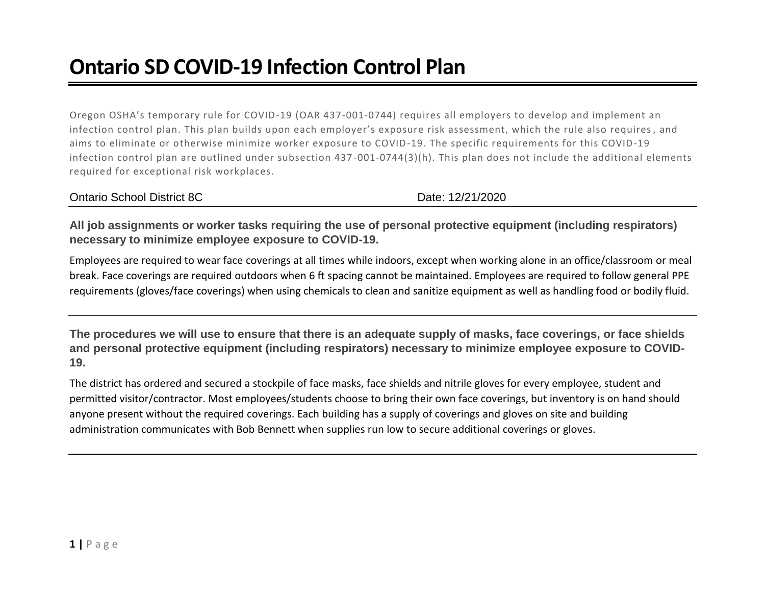# Ontario SD COVID-19 Infection Control Plan

Oregon OSHA's temporary rule for COVID-19 (OAR 437-001-0744) requires all employers to develop and implement an infection control plan. This plan builds upon each employer's exposure risk assessment, which the rule also requires, and aims to eliminate or otherwise minimize worker exposure to COVID-19. The specific requirements for this COVID-19 infection control plan are outlined under subsection 437-001-0744(3)(h). This plan does not include the additional elements required for exceptional risk workplaces.

Ontario School District 8C Date: 12/21/2020

### All job assignments or worker tasks requiring the use of personal protective equipment (including respirators) necessary to minimize employee exposure to COVID-19.

Employees are required to wear face coverings at all times while indoors, except when working alone in an office/classroom or meal break. Face coverings are required outdoors when 6 ft spacing cannot be maintained. Employees are required to follow general PPE requirements (gloves/face coverings) when using chemicals to clean and sanitize equipment as well as handling food or bodily fluid.

### The procedures we will use to ensure that there is an adequate supply of masks, face coverings, or face shields and personal protective equipment (including respirators) necessary to minimize employee exposure to COVID-19.

The district has ordered and secured a stockpile of face masks, face shields and nitrile gloves for every employee, student and permitted visitor/contractor. Most employees/students choose to bring their own face coverings, but inventory is on hand should anyone present without the required coverings. Each building has a supply of coverings and gloves on site and building administration communicates with Bob Bennett when supplies run low to secure additional coverings or gloves.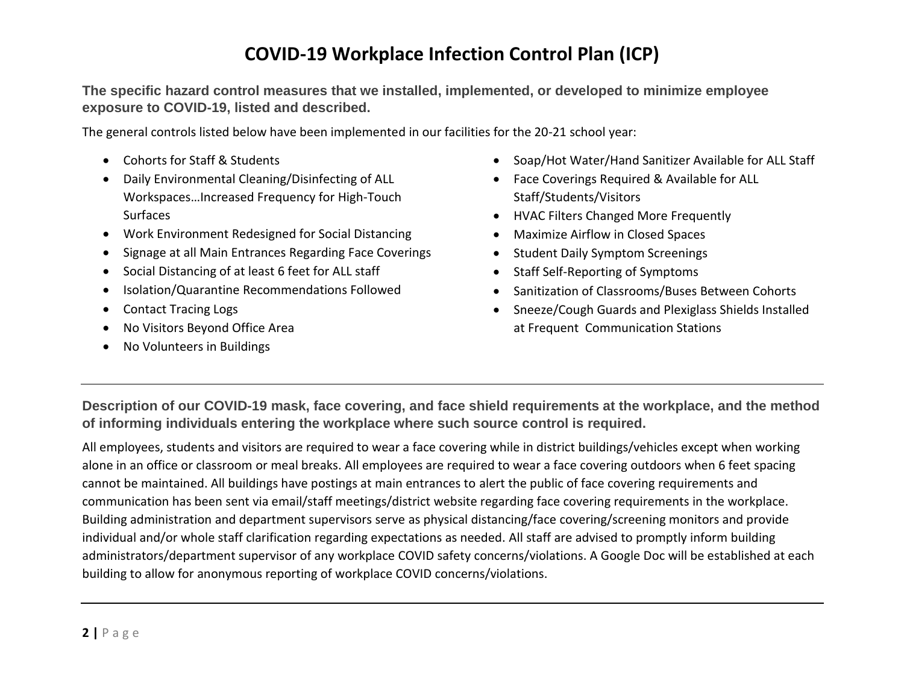# COVID-19 Workplace Infection Control Plan (ICP)

## The specific hazard control measures that we installed, implemented, or developed to minimize employee exposure to COVID-19, listed and described.

The general controls listed below have been implemented in our facilities for the 20-21 school year:

- Cohorts for Staff & Students
- Daily Environmental Cleaning/Disinfecting of ALL Workspaces…Increased Frequency for High-Touch Surfaces
- Work Environment Redesigned for Social Distancing
- Signage at all Main Entrances Regarding Face Coverings
- Social Distancing of at least 6 feet for ALL staff
- Isolation/Quarantine Recommendations Followed
- Contact Tracing Logs
- No Visitors Beyond Office Area
- No Volunteers in Buildings
- Soap/Hot Water/Hand Sanitizer Available for ALL Staff
- Face Coverings Required & Available for ALL Staff/Students/Visitors
- HVAC Filters Changed More Frequently
- Maximize Airflow in Closed Spaces
- Student Daily Symptom Screenings
- Staff Self-Reporting of Symptoms
- Sanitization of Classrooms/Buses Between Cohorts
- Sneeze/Cough Guards and Plexiglass Shields Installed at Frequent Communication Stations

---

## Description of our COVID-19 mask, face covering, and face shield requirements at the workplace, and the method of informing individuals entering the workplace where such source control is required.

All employees, students and visitors are required to wear a face covering while in district buildings/vehicles except when working alone in an office or classroom or meal breaks. All employees are required to wear a face covering outdoors when 6 feet spacing cannot be maintained. All buildings have postings at main entrances to alert the public of face covering requirements and communication has been sent via email/staff meetings/district website regarding face covering requirements in the workplace. Building administration and department supervisors serve as physical distancing/face covering/screening monitors and provide individual and/or whole staff clarification regarding expectations as needed. All staff are advised to promptly inform building administrators/department supervisor of any workplace COVID safety concerns/violations. A Google Doc will be established at each building to allow for anonymous reporting of workplace COVID concerns/violations.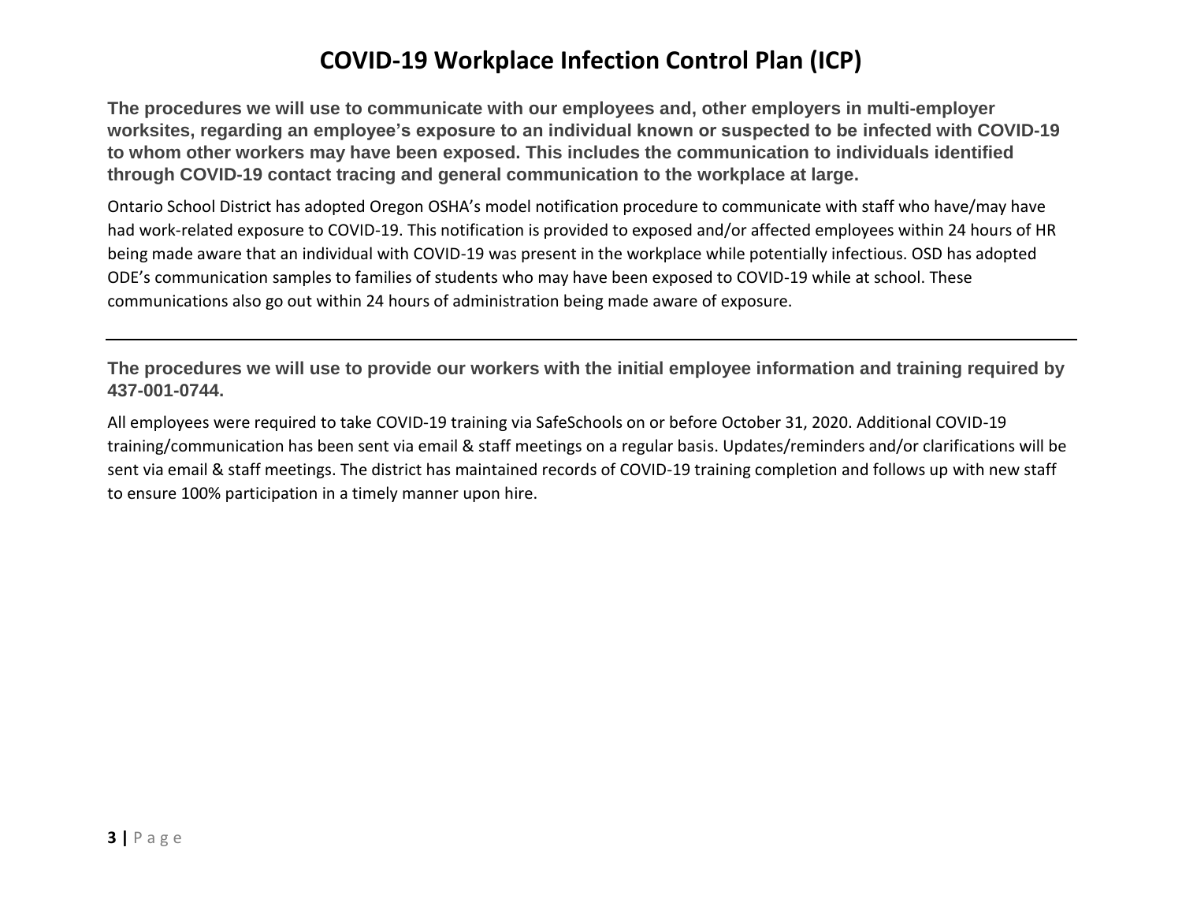# COVID-19 Workplace Infection Control Plan (ICP)

**The procedures we will use to communicate with our employees and, other employers in multi-employer worksites, regarding an employee's exposure to an individual known or suspected to be infected with COVID-19 to whom other workers may have been exposed. This includes the communication to individuals identified through COVID-19 contact tracing and general communication to the workplace at large.**

Ontario School District has adopted Oregon OSHA's model notification procedure to communicate with staff who have/may have had work-related exposure to COVID-19. This notification is provided to exposed and/or affected employees within 24 hours of HR being made aware that an individual with COVID-19 was present in the workplace while potentially infectious. OSD has adopted ODE's communication samples to families of students who may have been exposed to COVID-19 while at school. These communications also go out within 24 hours of administration being made aware of exposure.

---

**The procedures we will use to provide our workers with the initial employee information and training required by 437-001-0744.**

All employees were required to take COVID-19 training via SafeSchools on or before October 31, 2020. Additional COVID-19 training/communication has been sent via email & staff meetings on a regular basis. Updates/reminders and/or clarifications will be sent via email & staff meetings. The district has maintained records of COVID-19 training completion and follows up with new staff to ensure 100% participation in a timely manner upon hire.